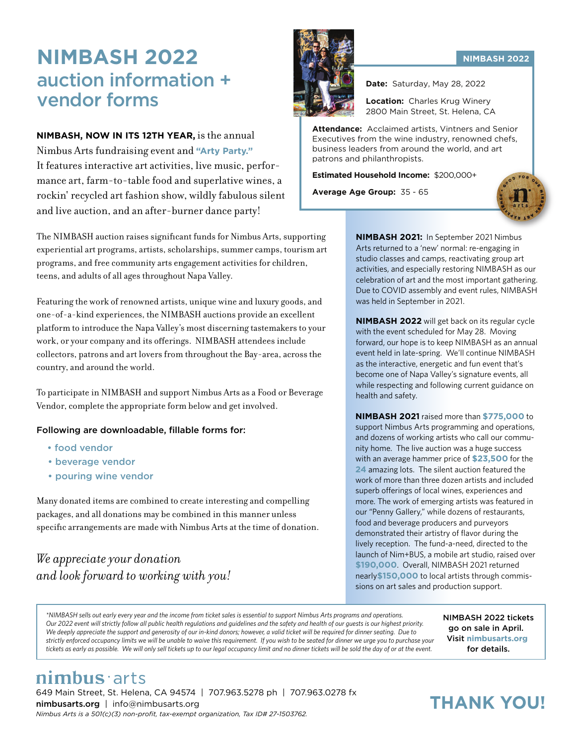# NIMBASH 2022
## auction information + vendor forms

**NIMBASH, NOW IN ITS 12TH YEAR,** is the annual Nimbus Arts fundraising event and **"Arty Party."** It features interactive art activities, live music, performance art, farm-to-table food and superlative wines, a rockin' recycled art fashion show, wildly fabulous silent and live auction, and an after-burner dance party!

The NIMBASH auction raises significant funds for Nimbus Arts, supporting experiential art programs, artists, scholarships, summer camps, tourism art programs, and free community arts engagement activities for children, teens, and adults of all ages throughout Napa Valley.

Featuring the work of renowned artists, unique wine and luxury goods, and one-of-a-kind experiences, the NIMBASH auctions provide an excellent platform to introduce the Napa Valley's most discerning tastemakers to your work, or your company and its offerings. NIMBASH attendees include collectors, patrons and art lovers from throughout the Bay-area, across the country, and around the world.

To participate in NIMBASH and support Nimbus Arts as a Food or Beverage Vendor, complete the appropriate form below and get involved.

**Following are downloadable, fillable forms for:**

- food vendor
- beverage vendor
- pouring wine vendor

Many donated items are combined to create interesting and compelling packages, and all donations may be combined in this manner unless specific arrangements are made with Nimbus Arts at the time of donation.

*We appreciate your donation and look forward to working with you!*

### NIMBASH 2022

**Date:** Saturday, May 28, 2022

**Location:** Charles Krug Winery
2800 Main Street, St. Helena, CA

**Attendance:** Acclaimed artists, Vintners and Senior Executives from the wine industry, renowned chefs, business leaders from around the world, and art patrons and philanthropists.

**Estimated Household Income:** $200,000+

**Average Age Group:** 35 - 65

**NIMBASH 2021:** In September 2021 Nimbus Arts returned to a 'new' normal: re-engaging in studio classes and camps, reactivating group art activities, and especially restoring NIMBASH as our celebration of art and the most important gathering. Due to COVID assembly and event rules, NIMBASH was held in September in 2021.

**NIMBASH 2022** will get back on its regular cycle with the event scheduled for May 28. Moving forward, our hope is to keep NIMBASH as an annual event held in late-spring. We'll continue NIMBASH as the interactive, energetic and fun event that's become one of Napa Valley's signature events, all while respecting and following current guidance on health and safety.

**NIMBASH 2021** raised more than **$775,000** to support Nimbus Arts programming and operations, and dozens of working artists who call our community home. The live auction was a huge success with an average hammer price of **$23,500** for the **24** amazing lots. The silent auction featured the work of more than three dozen artists and included superb offerings of local wines, experiences and more. The work of emerging artists was featured in our "Penny Gallery," while dozens of restaurants, food and beverage producers and purveyors demonstrated their artistry of flavor during the lively reception. The fund-a-need, directed to the launch of Nim+BUS, a mobile art studio, raised over **$190,000**. Overall, NIMBASH 2021 returned nearly **$150,000** to local artists through commissions on art sales and production support.

*\*NIMBASH sells out early every year and the income from ticket sales is essential to support Nimbus Arts programs and operations. Our 2022 event will strictly follow all public health regulations and guidelines and the safety and health of our guests is our highest priority. We deeply appreciate the support and generosity of our in-kind donors; however, a valid ticket will be required for dinner seating. Due to strictly enforced occupancy limits we will be unable to waive this requirement. If you wish to be seated for dinner we urge you to purchase your tickets as early as possible. We will only sell tickets up to our legal occupancy limit and no dinner tickets will be sold the day of or at the event.*

**NIMBASH 2022 tickets go on sale in April. Visit nimbusarts.org for details.**

**nimbus·arts**
649 Main Street, St. Helena, CA 94574 | 707.963.5278 ph | 707.963.0278 fx
nimbusarts.org | info@nimbusarts.org
*Nimbus Arts is a 501(c)(3) non-profit, tax-exempt organization, Tax ID# 27-1503762.*

## THANK YOU!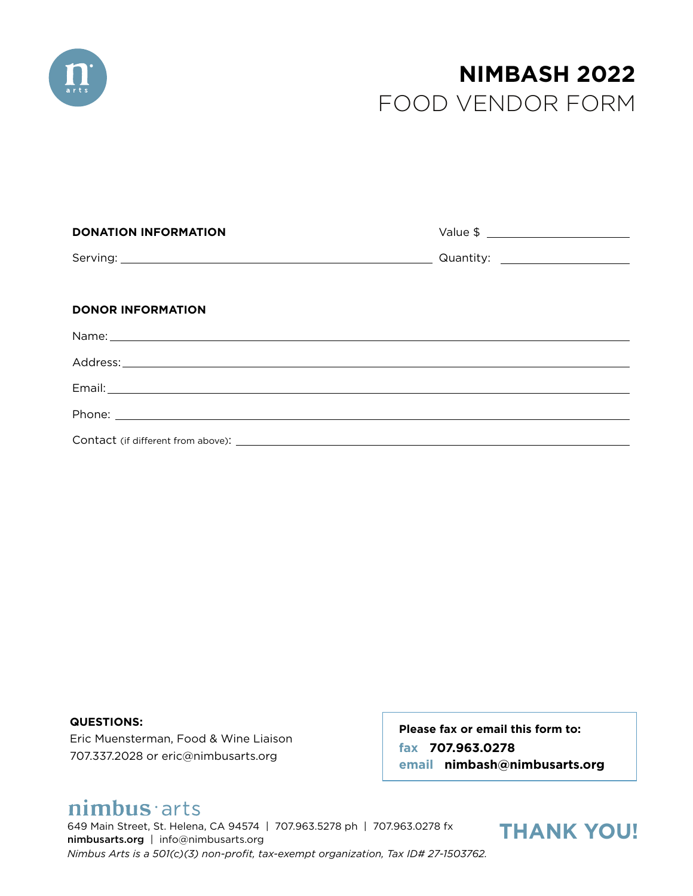# NIMBASH 2022

## FOOD VENDOR FORM

**DONATION INFORMATION**

Value $ ____________________

Serving: ______________________________________ Quantity: ________________

**DONOR INFORMATION**

Name: ____________________________________________________________

Address: __________________________________________________________

Email: ____________________________________________________________

Phone: ____________________________________________________________

Contact (if different from above): __________________________________________

**QUESTIONS:**
Eric Muensterman, Food & Wine Liaison
707.337.2028 or eric@nimbusarts.org

**Please fax or email this form to:**
fax **707.963.0278**
email **nimbash@nimbusarts.org**

nimbus · arts
649 Main Street, St. Helena, CA 94574 | 707.963.5278 ph | 707.963.0278 fx
**nimbusarts.org** | info@nimbusarts.org
*Nimbus Arts is a 501(c)(3) non-profit, tax-exempt organization, Tax ID# 27-1503762.*

**THANK YOU!**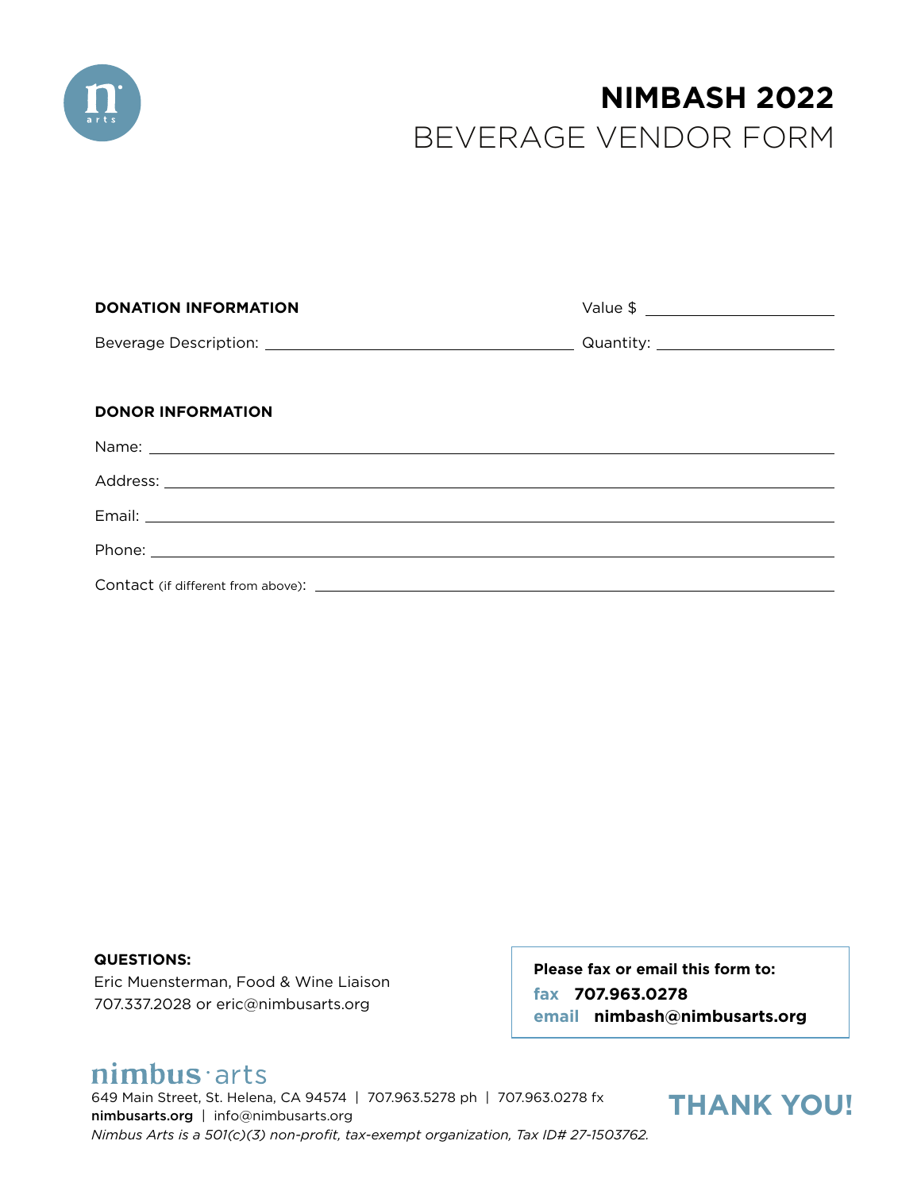# NIMBASH 2022

## BEVERAGE VENDOR FORM

**DONATION INFORMATION** Value $ ____________________

Beverage Description: ________________________________ Quantity: ____________________

**DONOR INFORMATION**

Name: ______________________________________________________________

Address: ____________________________________________________________

Email: ______________________________________________________________

Phone: ______________________________________________________________

Contact (if different from above): ______________________________________

**QUESTIONS:**
Eric Muensterman, Food & Wine Liaison
707.337.2028 or eric@nimbusarts.org

**Please fax or email this form to:**
**fax 707.963.0278**
**email nimbash@nimbusarts.org**

nimbus · arts
649 Main Street, St. Helena, CA 94574 | 707.963.5278 ph | 707.963.0278 fx
**nimbusarts.org** | info@nimbusarts.org
*Nimbus Arts is a 501(c)(3) non-profit, tax-exempt organization, Tax ID# 27-1503762.*

**THANK YOU!**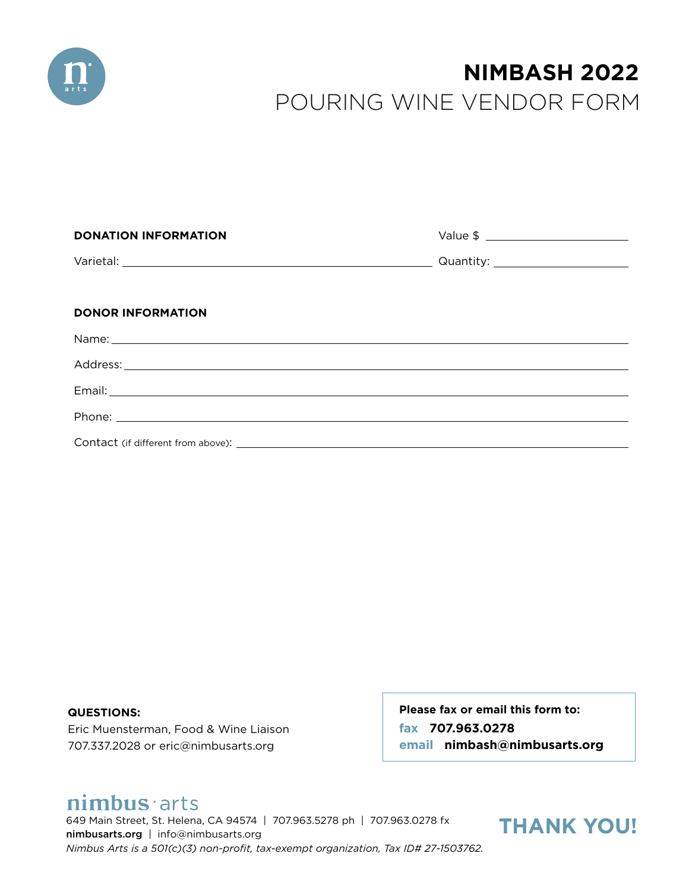# NIMBASH 2022

## POURING WINE VENDOR FORM

**DONATION INFORMATION**

Value $ ______________________

Varietal: ______________________ Quantity: ______________________

**DONOR INFORMATION**

Name: ______________________

Address: ______________________

Email: ______________________

Phone: ______________________

Contact (if different from above): ______________________

**QUESTIONS:**
Eric Muensterman, Food & Wine Liaison
707.337.2028 or eric@nimbusarts.org

**Please fax or email this form to:**
fax **707.963.0278**
email **nimbash@nimbusarts.org**

nimbus · arts
649 Main Street, St. Helena, CA 94574 | 707.963.5278 ph | 707.963.0278 fx
**nimbusarts.org** | info@nimbusarts.org
*Nimbus Arts is a 501(c)(3) non-profit, tax-exempt organization, Tax ID# 27-1503762.*

**THANK YOU!**